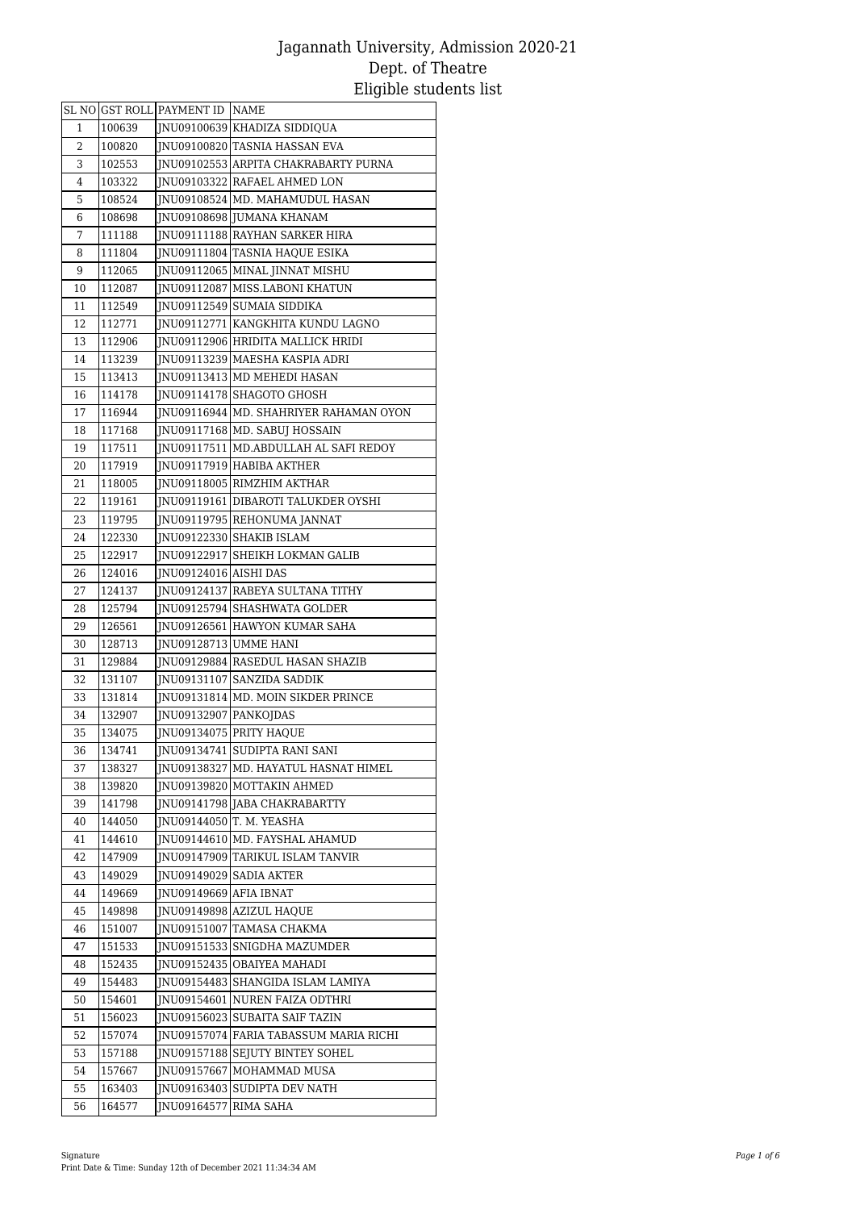# Jagannath University, Admission 2020-21
## Dept. of Theatre
## Eligible students list

| SL NO | GST ROLL | PAYMENT ID | NAME |
|---|---|---|---|
| 1 | 100639 | JNU09100639 | KHADIZA SIDDIQUA |
| 2 | 100820 | JNU09100820 | TASNIA HASSAN EVA |
| 3 | 102553 | JNU09102553 | ARPITA CHAKRABARTY PURNA |
| 4 | 103322 | JNU09103322 | RAFAEL AHMED LON |
| 5 | 108524 | JNU09108524 | MD. MAHAMUDUL HASAN |
| 6 | 108698 | JNU09108698 | JUMANA KHANAM |
| 7 | 111188 | JNU09111188 | RAYHAN SARKER HIRA |
| 8 | 111804 | JNU09111804 | TASNIA HAQUE ESIKA |
| 9 | 112065 | JNU09112065 | MINAL JINNAT MISHU |
| 10 | 112087 | JNU09112087 | MISS.LABONI KHATUN |
| 11 | 112549 | JNU09112549 | SUMAIA SIDDIKA |
| 12 | 112771 | JNU09112771 | KANGKHITA KUNDU LAGNO |
| 13 | 112906 | JNU09112906 | HRIDITA MALLICK HRIDI |
| 14 | 113239 | JNU09113239 | MAESHA KASPIA ADRI |
| 15 | 113413 | JNU09113413 | MD MEHEDI HASAN |
| 16 | 114178 | JNU09114178 | SHAGOTO GHOSH |
| 17 | 116944 | JNU09116944 | MD. SHAHRIYER RAHAMAN OYON |
| 18 | 117168 | JNU09117168 | MD. SABUJ HOSSAIN |
| 19 | 117511 | JNU09117511 | MD.ABDULLAH AL SAFI REDOY |
| 20 | 117919 | JNU09117919 | HABIBA AKTHER |
| 21 | 118005 | JNU09118005 | RIMZHIM AKTHAR |
| 22 | 119161 | JNU09119161 | DIBAROTI TALUKDER OYSHI |
| 23 | 119795 | JNU09119795 | REHONUMA JANNAT |
| 24 | 122330 | JNU09122330 | SHAKIB ISLAM |
| 25 | 122917 | JNU09122917 | SHEIKH LOKMAN GALIB |
| 26 | 124016 | JNU09124016 | AISHI DAS |
| 27 | 124137 | JNU09124137 | RABEYA SULTANA TITHY |
| 28 | 125794 | JNU09125794 | SHASHWATA GOLDER |
| 29 | 126561 | JNU09126561 | HAWYON KUMAR SAHA |
| 30 | 128713 | JNU09128713 | UMME HANI |
| 31 | 129884 | JNU09129884 | RASEDUL HASAN SHAZIB |
| 32 | 131107 | JNU09131107 | SANZIDA SADDIK |
| 33 | 131814 | JNU09131814 | MD. MOIN SIKDER PRINCE |
| 34 | 132907 | JNU09132907 | PANKOJDAS |
| 35 | 134075 | JNU09134075 | PRITY HAQUE |
| 36 | 134741 | JNU09134741 | SUDIPTA RANI SANI |
| 37 | 138327 | JNU09138327 | MD. HAYATUL HASNAT HIMEL |
| 38 | 139820 | JNU09139820 | MOTTAKIN AHMED |
| 39 | 141798 | JNU09141798 | JABA CHAKRABARTTY |
| 40 | 144050 | JNU09144050 | T. M. YEASHA |
| 41 | 144610 | JNU09144610 | MD. FAYSHAL AHAMUD |
| 42 | 147909 | JNU09147909 | TARIKUL ISLAM TANVIR |
| 43 | 149029 | JNU09149029 | SADIA AKTER |
| 44 | 149669 | JNU09149669 | AFIA IBNAT |
| 45 | 149898 | JNU09149898 | AZIZUL HAQUE |
| 46 | 151007 | JNU09151007 | TAMASA CHAKMA |
| 47 | 151533 | JNU09151533 | SNIGDHA MAZUMDER |
| 48 | 152435 | JNU09152435 | OBAIYEA MAHADI |
| 49 | 154483 | JNU09154483 | SHANGIDA ISLAM LAMIYA |
| 50 | 154601 | JNU09154601 | NUREN FAIZA ODTHRI |
| 51 | 156023 | JNU09156023 | SUBAITA SAIF TAZIN |
| 52 | 157074 | JNU09157074 | FARIA TABASSUM MARIA RICHI |
| 53 | 157188 | JNU09157188 | SEJUTY BINTEY SOHEL |
| 54 | 157667 | JNU09157667 | MOHAMMAD MUSA |
| 55 | 163403 | JNU09163403 | SUDIPTA DEV NATH |
| 56 | 164577 | JNU09164577 | RIMA SAHA |

Signature
Print Date & Time: Sunday 12th of December 2021 11:34:34 AM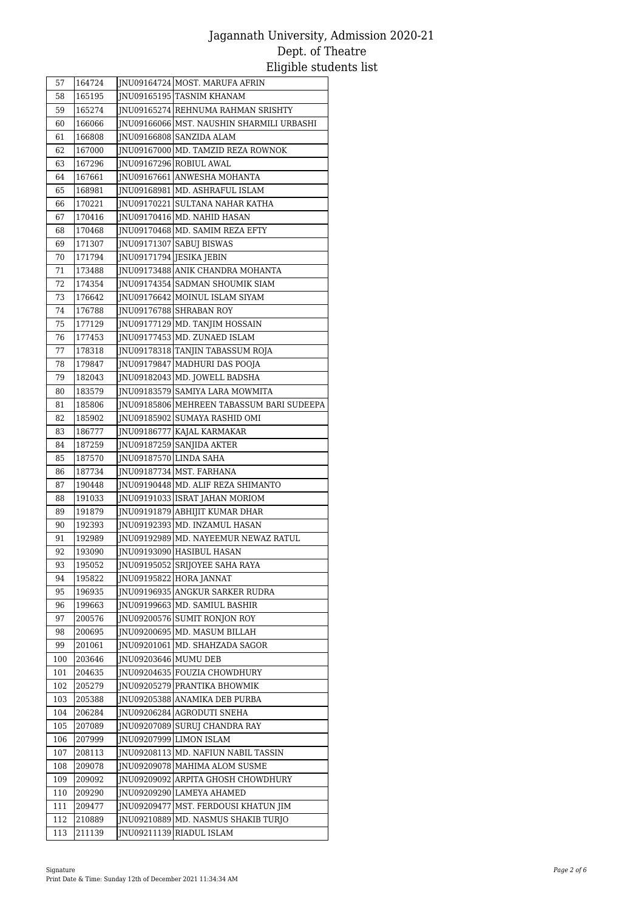# Jagannath University, Admission 2020-21
## Dept. of Theatre
## Eligible students list

| | | | |
|---|---|---|---|
| 57 | 164724 | JNU09164724 | MOST. MARUFA AFRIN |
| 58 | 165195 | JNU09165195 | TASNIM KHANAM |
| 59 | 165274 | JNU09165274 | REHNUMA RAHMAN SRISHTY |
| 60 | 166066 | JNU09166066 | MST. NAUSHIN SHARMILI URBASHI |
| 61 | 166808 | JNU09166808 | SANZIDA ALAM |
| 62 | 167000 | JNU09167000 | MD. TAMZID REZA ROWNOK |
| 63 | 167296 | JNU09167296 | ROBIUL AWAL |
| 64 | 167661 | JNU09167661 | ANWESHA MOHANTA |
| 65 | 168981 | JNU09168981 | MD. ASHRAFUL ISLAM |
| 66 | 170221 | JNU09170221 | SULTANA NAHAR KATHA |
| 67 | 170416 | JNU09170416 | MD. NAHID HASAN |
| 68 | 170468 | JNU09170468 | MD. SAMIM REZA EFTY |
| 69 | 171307 | JNU09171307 | SABUJ BISWAS |
| 70 | 171794 | JNU09171794 | JESIKA JEBIN |
| 71 | 173488 | JNU09173488 | ANIK CHANDRA MOHANTA |
| 72 | 174354 | JNU09174354 | SADMAN SHOUMIK SIAM |
| 73 | 176642 | JNU09176642 | MOINUL ISLAM SIYAM |
| 74 | 176788 | JNU09176788 | SHRABAN ROY |
| 75 | 177129 | JNU09177129 | MD. TANJIM HOSSAIN |
| 76 | 177453 | JNU09177453 | MD. ZUNAED ISLAM |
| 77 | 178318 | JNU09178318 | TANJIN TABASSUM ROJA |
| 78 | 179847 | JNU09179847 | MADHURI DAS POOJA |
| 79 | 182043 | JNU09182043 | MD. JOWELL BADSHA |
| 80 | 183579 | JNU09183579 | SAMIYA LARA MOWMITA |
| 81 | 185806 | JNU09185806 | MEHREEN TABASSUM BARI SUDEEPA |
| 82 | 185902 | JNU09185902 | SUMAYA RASHID OMI |
| 83 | 186777 | JNU09186777 | KAJAL KARMAKAR |
| 84 | 187259 | JNU09187259 | SANJIDA AKTER |
| 85 | 187570 | JNU09187570 | LINDA SAHA |
| 86 | 187734 | JNU09187734 | MST. FARHANA |
| 87 | 190448 | JNU09190448 | MD. ALIF REZA SHIMANTO |
| 88 | 191033 | JNU09191033 | ISRAT JAHAN MORIOM |
| 89 | 191879 | JNU09191879 | ABHIJIT KUMAR DHAR |
| 90 | 192393 | JNU09192393 | MD. INZAMUL HASAN |
| 91 | 192989 | JNU09192989 | MD. NAYEEMUR NEWAZ RATUL |
| 92 | 193090 | JNU09193090 | HASIBUL HASAN |
| 93 | 195052 | JNU09195052 | SRIJOYEE SAHA RAYA |
| 94 | 195822 | JNU09195822 | HORA JANNAT |
| 95 | 196935 | JNU09196935 | ANGKUR SARKER RUDRA |
| 96 | 199663 | JNU09199663 | MD. SAMIUL BASHIR |
| 97 | 200576 | JNU09200576 | SUMIT RONJON ROY |
| 98 | 200695 | JNU09200695 | MD. MASUM BILLAH |
| 99 | 201061 | JNU09201061 | MD. SHAHZADA SAGOR |
| 100 | 203646 | JNU09203646 | MUMU DEB |
| 101 | 204635 | JNU09204635 | FOUZIA CHOWDHURY |
| 102 | 205279 | JNU09205279 | PRANTIKA BHOWMIK |
| 103 | 205388 | JNU09205388 | ANAMIKA DEB PURBA |
| 104 | 206284 | JNU09206284 | AGRODUTI SNEHA |
| 105 | 207089 | JNU09207089 | SURUJ CHANDRA RAY |
| 106 | 207999 | JNU09207999 | LIMON ISLAM |
| 107 | 208113 | JNU09208113 | MD. NAFIUN NABIL TASSIN |
| 108 | 209078 | JNU09209078 | MAHIMA ALOM SUSME |
| 109 | 209092 | JNU09209092 | ARPITA GHOSH CHOWDHURY |
| 110 | 209290 | JNU09209290 | LAMEYA AHAMED |
| 111 | 209477 | JNU09209477 | MST. FERDOUSI KHATUN JIM |
| 112 | 210889 | JNU09210889 | MD. NASMUS SHAKIB TURJO |
| 113 | 211139 | JNU09211139 | RIADUL ISLAM |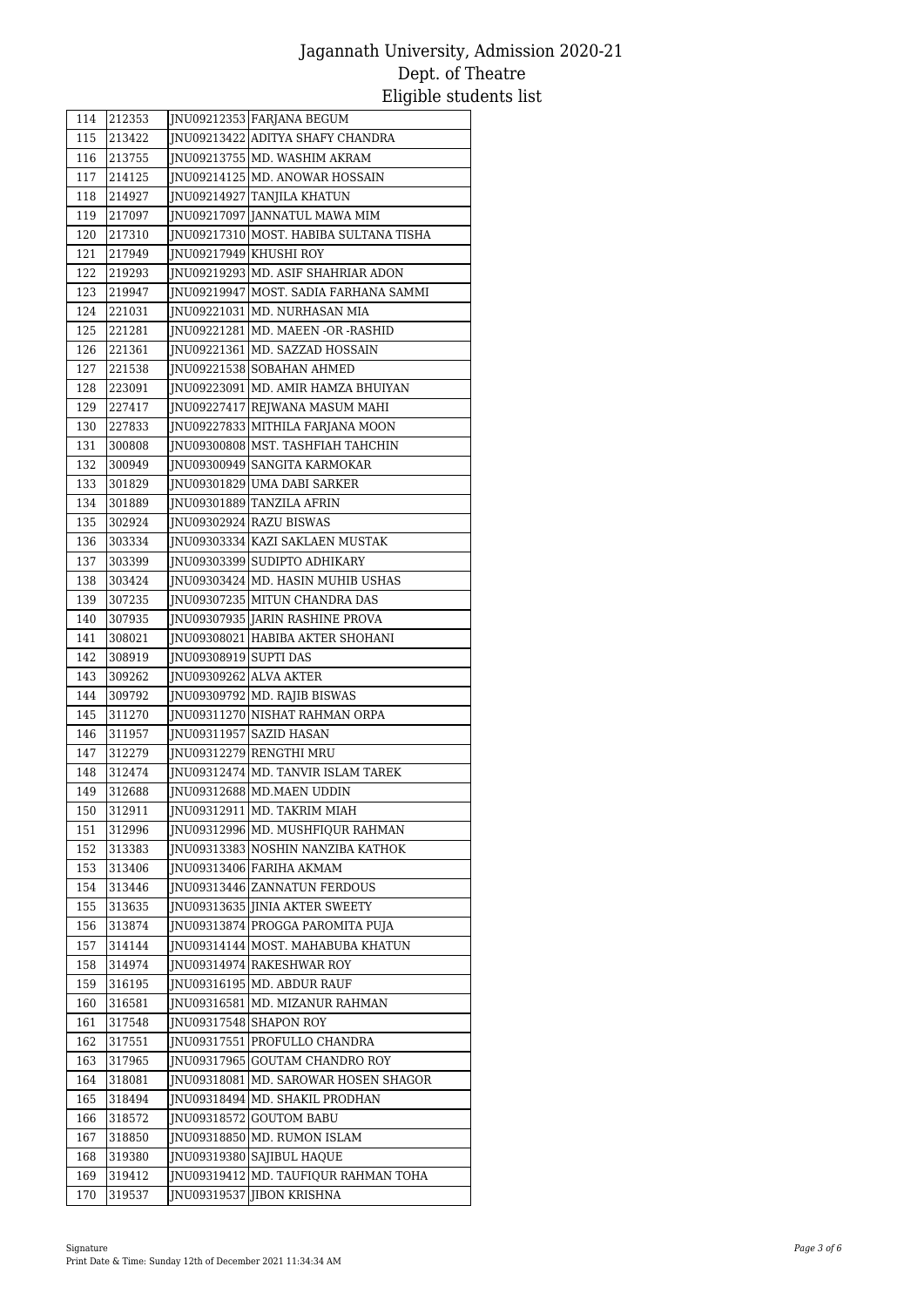# Jagannath University, Admission 2020-21
## Dept. of Theatre
## Eligible students list

| | | | |
|---|---|---|---|
| 114 | 212353 | JNU09212353 | FARJANA BEGUM |
| 115 | 213422 | JNU09213422 | ADITYA SHAFY CHANDRA |
| 116 | 213755 | JNU09213755 | MD. WASHIM AKRAM |
| 117 | 214125 | JNU09214125 | MD. ANOWAR HOSSAIN |
| 118 | 214927 | JNU09214927 | TANJILA KHATUN |
| 119 | 217097 | JNU09217097 | JANNATUL MAWA MIM |
| 120 | 217310 | JNU09217310 | MOST. HABIBA SULTANA TISHA |
| 121 | 217949 | JNU09217949 | KHUSHI ROY |
| 122 | 219293 | JNU09219293 | MD. ASIF SHAHRIAR ADON |
| 123 | 219947 | JNU09219947 | MOST. SADIA FARHANA SAMMI |
| 124 | 221031 | JNU09221031 | MD. NURHASAN MIA |
| 125 | 221281 | JNU09221281 | MD. MAEEN -OR -RASHID |
| 126 | 221361 | JNU09221361 | MD. SAZZAD HOSSAIN |
| 127 | 221538 | JNU09221538 | SOBAHAN AHMED |
| 128 | 223091 | JNU09223091 | MD. AMIR HAMZA BHUIYAN |
| 129 | 227417 | JNU09227417 | REJWANA MASUM MAHI |
| 130 | 227833 | JNU09227833 | MITHILA FARJANA MOON |
| 131 | 300808 | JNU09300808 | MST. TASHFIAH TAHCHIN |
| 132 | 300949 | JNU09300949 | SANGITA KARMOKAR |
| 133 | 301829 | JNU09301829 | UMA DABI SARKER |
| 134 | 301889 | JNU09301889 | TANZILA AFRIN |
| 135 | 302924 | JNU09302924 | RAZU BISWAS |
| 136 | 303334 | JNU09303334 | KAZI SAKLAEN MUSTAK |
| 137 | 303399 | JNU09303399 | SUDIPTO ADHIKARY |
| 138 | 303424 | JNU09303424 | MD. HASIN MUHIB USHAS |
| 139 | 307235 | JNU09307235 | MITUN CHANDRA DAS |
| 140 | 307935 | JNU09307935 | JARIN RASHINE PROVA |
| 141 | 308021 | JNU09308021 | HABIBA AKTER SHOHANI |
| 142 | 308919 | JNU09308919 | SUPTI DAS |
| 143 | 309262 | JNU09309262 | ALVA AKTER |
| 144 | 309792 | JNU09309792 | MD. RAJIB BISWAS |
| 145 | 311270 | JNU09311270 | NISHAT RAHMAN ORPA |
| 146 | 311957 | JNU09311957 | SAZID HASAN |
| 147 | 312279 | JNU09312279 | RENGTHI MRU |
| 148 | 312474 | JNU09312474 | MD. TANVIR ISLAM TAREK |
| 149 | 312688 | JNU09312688 | MD.MAEN UDDIN |
| 150 | 312911 | JNU09312911 | MD. TAKRIM MIAH |
| 151 | 312996 | JNU09312996 | MD. MUSHFIQUR RAHMAN |
| 152 | 313383 | JNU09313383 | NOSHIN NANZIBA KATHOK |
| 153 | 313406 | JNU09313406 | FARIHA AKMAM |
| 154 | 313446 | JNU09313446 | ZANNATUN FERDOUS |
| 155 | 313635 | JNU09313635 | JINIA AKTER SWEETY |
| 156 | 313874 | JNU09313874 | PROGGA PAROMITA PUJA |
| 157 | 314144 | JNU09314144 | MOST. MAHABUBA KHATUN |
| 158 | 314974 | JNU09314974 | RAKESHWAR ROY |
| 159 | 316195 | JNU09316195 | MD. ABDUR RAUF |
| 160 | 316581 | JNU09316581 | MD. MIZANUR RAHMAN |
| 161 | 317548 | JNU09317548 | SHAPON ROY |
| 162 | 317551 | JNU09317551 | PROFULLO CHANDRA |
| 163 | 317965 | JNU09317965 | GOUTAM CHANDRO ROY |
| 164 | 318081 | JNU09318081 | MD. SAROWAR HOSEN SHAGOR |
| 165 | 318494 | JNU09318494 | MD. SHAKIL PRODHAN |
| 166 | 318572 | JNU09318572 | GOUTOM BABU |
| 167 | 318850 | JNU09318850 | MD. RUMON ISLAM |
| 168 | 319380 | JNU09319380 | SAJIBUL HAQUE |
| 169 | 319412 | JNU09319412 | MD. TAUFIQUR RAHMAN TOHA |
| 170 | 319537 | JNU09319537 | JIBON KRISHNA |

Signature
Print Date & Time: Sunday 12th of December 2021 11:34:34 AM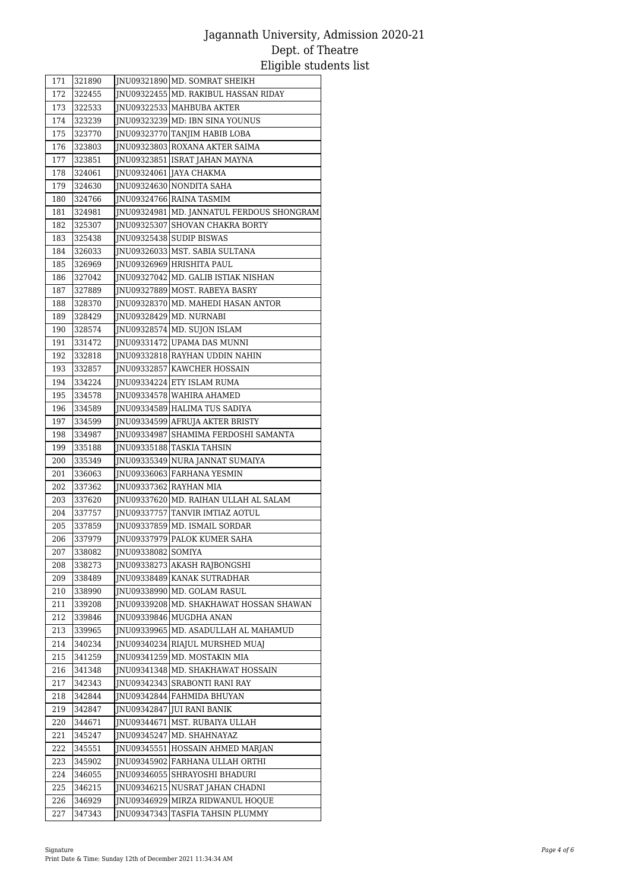# Jagannath University, Admission 2020-21
## Dept. of Theatre
## Eligible students list

| | | | |
|---|---|---|---|
| 171 | 321890 | JNU09321890 | MD. SOMRAT SHEIKH |
| 172 | 322455 | JNU09322455 | MD. RAKIBUL HASSAN RIDAY |
| 173 | 322533 | JNU09322533 | MAHBUBA AKTER |
| 174 | 323239 | JNU09323239 | MD: IBN SINA YOUNUS |
| 175 | 323770 | JNU09323770 | TANJIM HABIB LOBA |
| 176 | 323803 | JNU09323803 | ROXANA AKTER SAIMA |
| 177 | 323851 | JNU09323851 | ISRAT JAHAN MAYNA |
| 178 | 324061 | JNU09324061 | JAYA CHAKMA |
| 179 | 324630 | JNU09324630 | NONDITA SAHA |
| 180 | 324766 | JNU09324766 | RAINA TASMIM |
| 181 | 324981 | JNU09324981 | MD. JANNATUL FERDOUS SHONGRAM |
| 182 | 325307 | JNU09325307 | SHOVAN CHAKRA BORTY |
| 183 | 325438 | JNU09325438 | SUDIP BISWAS |
| 184 | 326033 | JNU09326033 | MST. SABIA SULTANA |
| 185 | 326969 | JNU09326969 | HRISHITA PAUL |
| 186 | 327042 | JNU09327042 | MD. GALIB ISTIAK NISHAN |
| 187 | 327889 | JNU09327889 | MOST. RABEYA BASRY |
| 188 | 328370 | JNU09328370 | MD. MAHEDI HASAN ANTOR |
| 189 | 328429 | JNU09328429 | MD. NURNABI |
| 190 | 328574 | JNU09328574 | MD. SUJON ISLAM |
| 191 | 331472 | JNU09331472 | UPAMA DAS MUNNI |
| 192 | 332818 | JNU09332818 | RAYHAN UDDIN NAHIN |
| 193 | 332857 | JNU09332857 | KAWCHER HOSSAIN |
| 194 | 334224 | JNU09334224 | ETY ISLAM RUMA |
| 195 | 334578 | JNU09334578 | WAHIRA AHAMED |
| 196 | 334589 | JNU09334589 | HALIMA TUS SADIYA |
| 197 | 334599 | JNU09334599 | AFRUJA AKTER BRISTY |
| 198 | 334987 | JNU09334987 | SHAMIMA FERDOSHI SAMANTA |
| 199 | 335188 | JNU09335188 | TASKIA TAHSIN |
| 200 | 335349 | JNU09335349 | NURA JANNAT SUMAIYA |
| 201 | 336063 | JNU09336063 | FARHANA YESMIN |
| 202 | 337362 | JNU09337362 | RAYHAN MIA |
| 203 | 337620 | JNU09337620 | MD. RAIHAN ULLAH AL SALAM |
| 204 | 337757 | JNU09337757 | TANVIR IMTIAZ AOTUL |
| 205 | 337859 | JNU09337859 | MD. ISMAIL SORDAR |
| 206 | 337979 | JNU09337979 | PALOK KUMER SAHA |
| 207 | 338082 | JNU09338082 | SOMIYA |
| 208 | 338273 | JNU09338273 | AKASH RAJBONGSHI |
| 209 | 338489 | JNU09338489 | KANAK SUTRADHAR |
| 210 | 338990 | JNU09338990 | MD. GOLAM RASUL |
| 211 | 339208 | JNU09339208 | MD. SHAKHAWAT HOSSAN SHAWAN |
| 212 | 339846 | JNU09339846 | MUGDHA ANAN |
| 213 | 339965 | JNU09339965 | MD. ASADULLAH AL MAHAMUD |
| 214 | 340234 | JNU09340234 | RIAJUL MURSHED MUAJ |
| 215 | 341259 | JNU09341259 | MD. MOSTAKIN MIA |
| 216 | 341348 | JNU09341348 | MD. SHAKHAWAT HOSSAIN |
| 217 | 342343 | JNU09342343 | SRABONTI RANI RAY |
| 218 | 342844 | JNU09342844 | FAHMIDA BHUYAN |
| 219 | 342847 | JNU09342847 | JUI RANI BANIK |
| 220 | 344671 | JNU09344671 | MST. RUBAIYA ULLAH |
| 221 | 345247 | JNU09345247 | MD. SHAHNAYAZ |
| 222 | 345551 | JNU09345551 | HOSSAIN AHMED MARJAN |
| 223 | 345902 | JNU09345902 | FARHANA ULLAH ORTHI |
| 224 | 346055 | JNU09346055 | SHRAYOSHI BHADURI |
| 225 | 346215 | JNU09346215 | NUSRAT JAHAN CHADNI |
| 226 | 346929 | JNU09346929 | MIRZA RIDWANUL HOQUE |
| 227 | 347343 | JNU09347343 | TASFIA TAHSIN PLUMMY |

Signature
Print Date & Time: Sunday 12th of December 2021 11:34:34 AM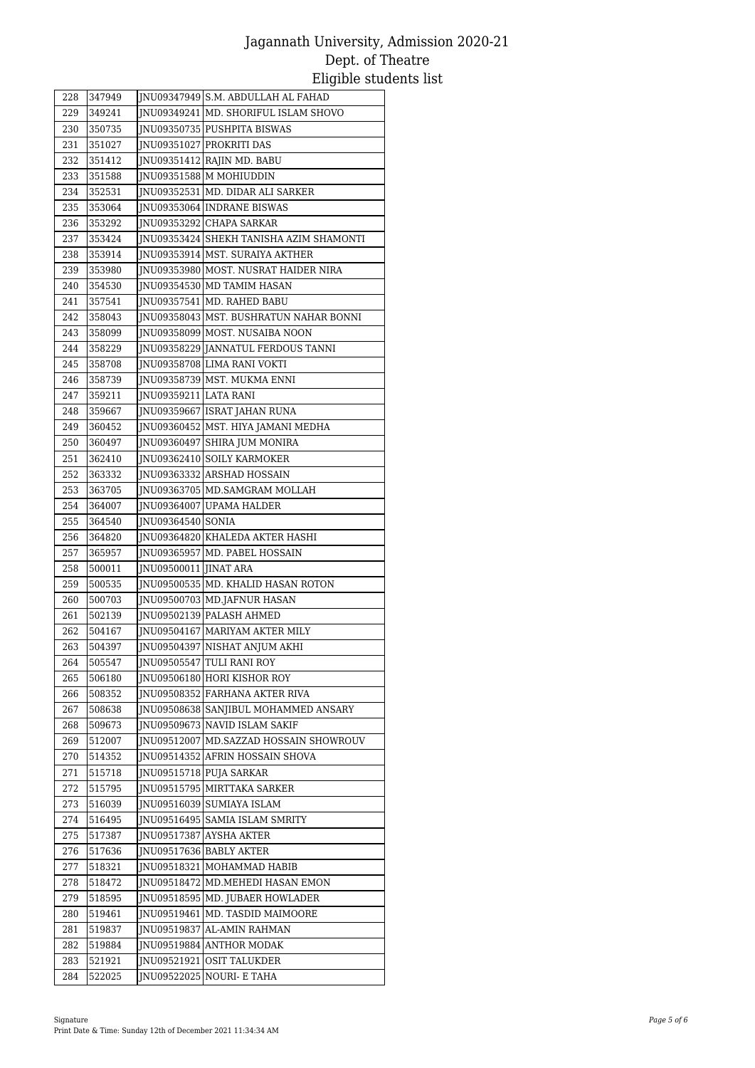# Jagannath University, Admission 2020-21
## Dept. of Theatre
## Eligible students list

| | | | |
|---|---|---|---|
| 228 | 347949 | JNU09347949 | S.M. ABDULLAH AL FAHAD |
| 229 | 349241 | JNU09349241 | MD. SHORIFUL ISLAM SHOVO |
| 230 | 350735 | JNU09350735 | PUSHPITA BISWAS |
| 231 | 351027 | JNU09351027 | PROKRITI DAS |
| 232 | 351412 | JNU09351412 | RAJIN MD. BABU |
| 233 | 351588 | JNU09351588 | M MOHIUDDIN |
| 234 | 352531 | JNU09352531 | MD. DIDAR ALI SARKER |
| 235 | 353064 | JNU09353064 | INDRANE BISWAS |
| 236 | 353292 | JNU09353292 | CHAPA SARKAR |
| 237 | 353424 | JNU09353424 | SHEKH TANISHA AZIM SHAMONTI |
| 238 | 353914 | JNU09353914 | MST. SURAIYA AKTHER |
| 239 | 353980 | JNU09353980 | MOST. NUSRAT HAIDER NIRA |
| 240 | 354530 | JNU09354530 | MD TAMIM HASAN |
| 241 | 357541 | JNU09357541 | MD. RAHED BABU |
| 242 | 358043 | JNU09358043 | MST. BUSHRATUN NAHAR BONNI |
| 243 | 358099 | JNU09358099 | MOST. NUSAIBA NOON |
| 244 | 358229 | JNU09358229 | JANNATUL FERDOUS TANNI |
| 245 | 358708 | JNU09358708 | LIMA RANI VOKTI |
| 246 | 358739 | JNU09358739 | MST. MUKMA ENNI |
| 247 | 359211 | JNU09359211 | LATA RANI |
| 248 | 359667 | JNU09359667 | ISRAT JAHAN RUNA |
| 249 | 360452 | JNU09360452 | MST. HIYA JAMANI MEDHA |
| 250 | 360497 | JNU09360497 | SHIRA JUM MONIRA |
| 251 | 362410 | JNU09362410 | SOILY KARMOKER |
| 252 | 363332 | JNU09363332 | ARSHAD HOSSAIN |
| 253 | 363705 | JNU09363705 | MD.SAMGRAM MOLLAH |
| 254 | 364007 | JNU09364007 | UPAMA HALDER |
| 255 | 364540 | JNU09364540 | SONIA |
| 256 | 364820 | JNU09364820 | KHALEDA AKTER HASHI |
| 257 | 365957 | JNU09365957 | MD. PABEL HOSSAIN |
| 258 | 500011 | JNU09500011 | JINAT ARA |
| 259 | 500535 | JNU09500535 | MD. KHALID HASAN ROTON |
| 260 | 500703 | JNU09500703 | MD.JAFNUR HASAN |
| 261 | 502139 | JNU09502139 | PALASH AHMED |
| 262 | 504167 | JNU09504167 | MARIYAM AKTER MILY |
| 263 | 504397 | JNU09504397 | NISHAT ANJUM AKHI |
| 264 | 505547 | JNU09505547 | TULI RANI ROY |
| 265 | 506180 | JNU09506180 | HORI KISHOR ROY |
| 266 | 508352 | JNU09508352 | FARHANA AKTER RIVA |
| 267 | 508638 | JNU09508638 | SANJIBUL MOHAMMED ANSARY |
| 268 | 509673 | JNU09509673 | NAVID ISLAM SAKIF |
| 269 | 512007 | JNU09512007 | MD.SAZZAD HOSSAIN SHOWROUV |
| 270 | 514352 | JNU09514352 | AFRIN HOSSAIN SHOVA |
| 271 | 515718 | JNU09515718 | PUJA SARKAR |
| 272 | 515795 | JNU09515795 | MIRTTAKA SARKER |
| 273 | 516039 | JNU09516039 | SUMIAYA ISLAM |
| 274 | 516495 | JNU09516495 | SAMIA ISLAM SMRITY |
| 275 | 517387 | JNU09517387 | AYSHA AKTER |
| 276 | 517636 | JNU09517636 | BABLY AKTER |
| 277 | 518321 | JNU09518321 | MOHAMMAD HABIB |
| 278 | 518472 | JNU09518472 | MD.MEHEDI HASAN EMON |
| 279 | 518595 | JNU09518595 | MD. JUBAER HOWLADER |
| 280 | 519461 | JNU09519461 | MD. TASDID MAIMOORE |
| 281 | 519837 | JNU09519837 | AL-AMIN RAHMAN |
| 282 | 519884 | JNU09519884 | ANTHOR MODAK |
| 283 | 521921 | JNU09521921 | OSIT TALUKDER |
| 284 | 522025 | JNU09522025 | NOURI- E TAHA |

Signature

Print Date & Time: Sunday 12th of December 2021 11:34:34 AM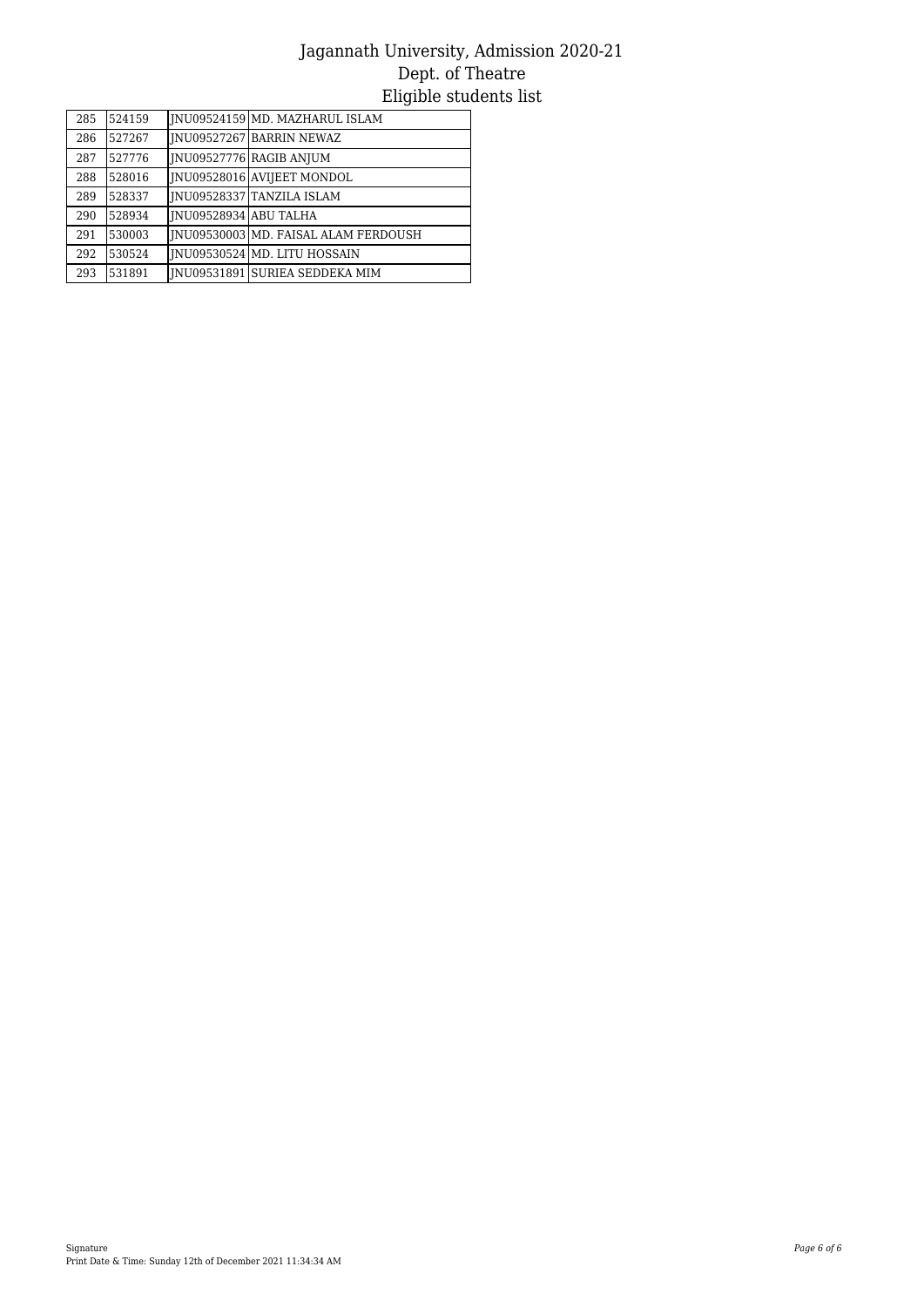# Jagannath University, Admission 2020-21
## Dept. of Theatre
## Eligible students list

| | | | |
|---|---|---|---|
| 285 | 524159 | JNU09524159 | MD. MAZHARUL ISLAM |
| 286 | 527267 | JNU09527267 | BARRIN NEWAZ |
| 287 | 527776 | JNU09527776 | RAGIB ANJUM |
| 288 | 528016 | JNU09528016 | AVIJEET MONDOL |
| 289 | 528337 | JNU09528337 | TANZILA ISLAM |
| 290 | 528934 | JNU09528934 | ABU TALHA |
| 291 | 530003 | JNU09530003 | MD. FAISAL ALAM FERDOUSH |
| 292 | 530524 | JNU09530524 | MD. LITU HOSSAIN |
| 293 | 531891 | JNU09531891 | SURIEA SEDDEKA MIM |

Signature
Print Date & Time: Sunday 12th of December 2021 11:34:34 AM